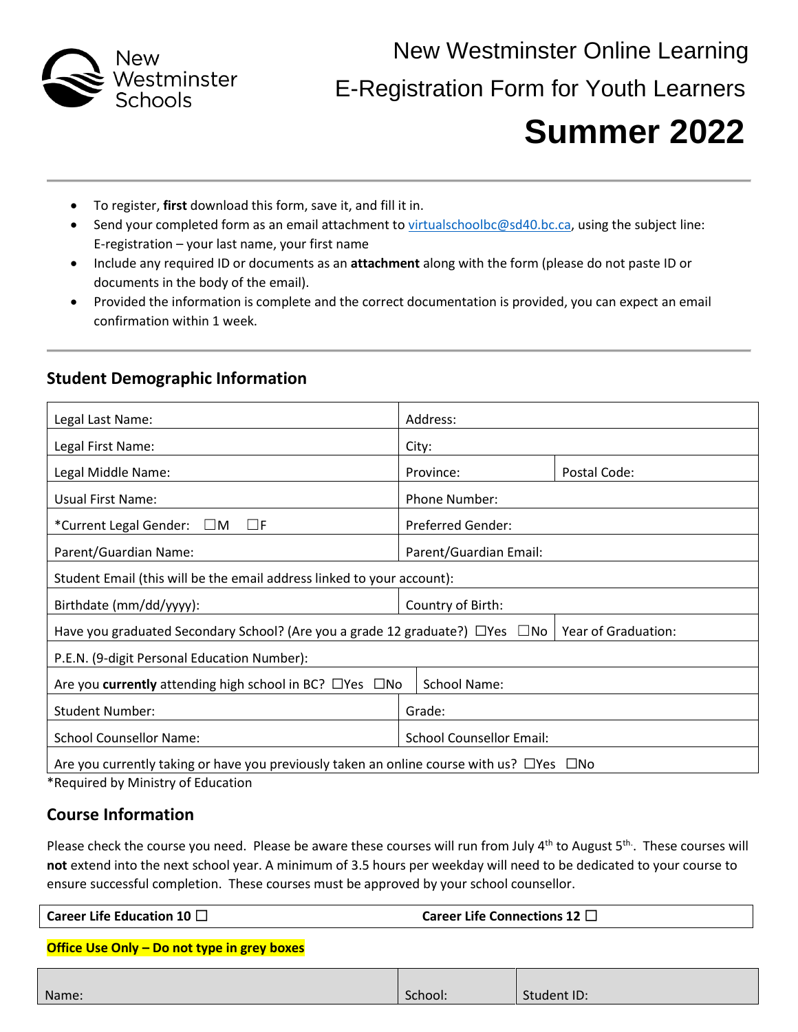New Westminster Schools

# New Westminster Online Learning

# E-Registration Form for Youth Learners

# Summer 2022

- To register, **first** download this form, save it, and fill it in.
- Send your completed form as an email attachment to virtualschoolbc@sd40.bc.ca, using the subject line: E-registration – your last name, your first name
- Include any required ID or documents as an **attachment** along with the form (please do not paste ID or documents in the body of the email).
- Provided the information is complete and the correct documentation is provided, you can expect an email confirmation within 1 week.

## Student Demographic Information

| | | |
|---|---|---|
| Legal Last Name: | Address: | |
| Legal First Name: | City: | |
| Legal Middle Name: | Province: | Postal Code: |
| Usual First Name: | Phone Number: | |
| *Current Legal Gender: ☐M ☐F | Preferred Gender: | |
| Parent/Guardian Name: | Parent/Guardian Email: | |
| Student Email (this will be the email address linked to your account): | | |
| Birthdate (mm/dd/yyyy): | Country of Birth: | |
| Have you graduated Secondary School? (Are you a grade 12 graduate?) ☐Yes ☐No | | Year of Graduation: |
| P.E.N. (9-digit Personal Education Number): | | |
| Are you **currently** attending high school in BC? ☐Yes ☐No | School Name: | |
| Student Number: | Grade: | |
| School Counsellor Name: | School Counsellor Email: | |
| Are you currently taking or have you previously taken an online course with us? ☐Yes ☐No | | |

*Required by Ministry of Education

## Course Information

Please check the course you need. Please be aware these courses will run from July 4th to August 5th. These courses will **not** extend into the next school year. A minimum of 3.5 hours per weekday will need to be dedicated to your course to ensure successful completion. These courses must be approved by your school counsellor.

| | |
|---|---|
| **Career Life Education 10 ☐** | **Career Life Connections 12 ☐** |

**Office Use Only – Do not type in grey boxes**

| | | |
|---|---|---|
| Name: | School: | Student ID: |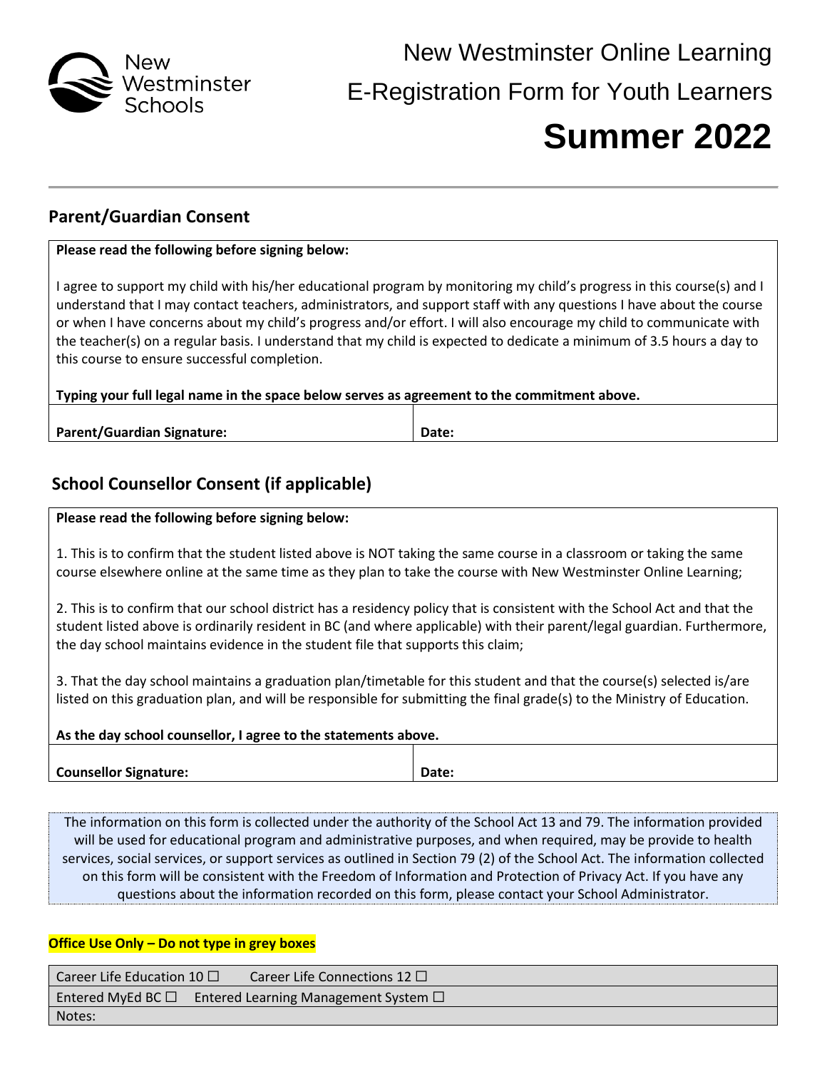New Westminster Schools

# New Westminster Online Learning

# E-Registration Form for Youth Learners

# Summer 2022

## Parent/Guardian Consent

**Please read the following before signing below:**

I agree to support my child with his/her educational program by monitoring my child's progress in this course(s) and I understand that I may contact teachers, administrators, and support staff with any questions I have about the course or when I have concerns about my child's progress and/or effort. I will also encourage my child to communicate with the teacher(s) on a regular basis. I understand that my child is expected to dedicate a minimum of 3.5 hours a day to this course to ensure successful completion.

**Typing your full legal name in the space below serves as agreement to the commitment above.**

| | |
|---|---|
| **Parent/Guardian Signature:** | **Date:** |

## School Counsellor Consent (if applicable)

**Please read the following before signing below:**

1. This is to confirm that the student listed above is NOT taking the same course in a classroom or taking the same course elsewhere online at the same time as they plan to take the course with New Westminster Online Learning;

2. This is to confirm that our school district has a residency policy that is consistent with the School Act and that the student listed above is ordinarily resident in BC (and where applicable) with their parent/legal guardian. Furthermore, the day school maintains evidence in the student file that supports this claim;

3. That the day school maintains a graduation plan/timetable for this student and that the course(s) selected is/are listed on this graduation plan, and will be responsible for submitting the final grade(s) to the Ministry of Education.

**As the day school counsellor, I agree to the statements above.**

| | |
|---|---|
| **Counsellor Signature:** | **Date:** |

The information on this form is collected under the authority of the School Act 13 and 79. The information provided will be used for educational program and administrative purposes, and when required, may be provide to health services, social services, or support services as outlined in Section 79 (2) of the School Act. The information collected on this form will be consistent with the Freedom of Information and Protection of Privacy Act. If you have any questions about the information recorded on this form, please contact your School Administrator.

**Office Use Only – Do not type in grey boxes**

| |
|---|
| Career Life Education 10 ☐ Career Life Connections 12 ☐ |
| Entered MyEd BC ☐ Entered Learning Management System ☐ |
| Notes: |